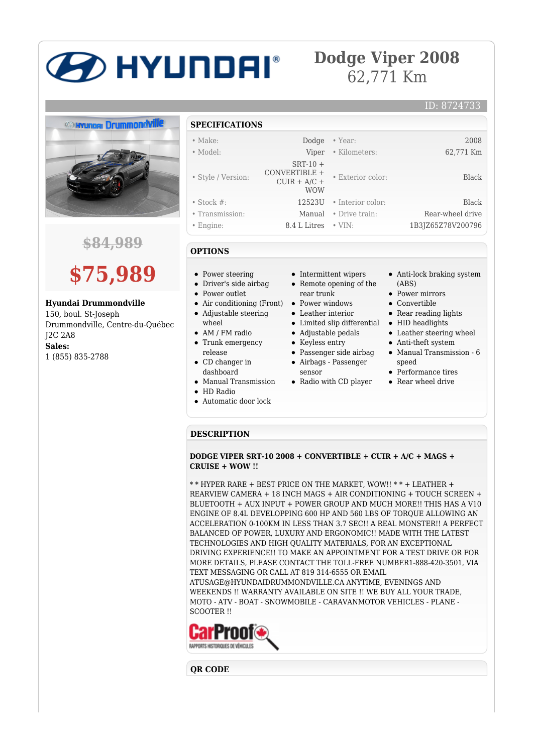# Dodge Viper 2008

62,771 Km

ID: 8724733

~~$84,989~~

**$75,989**

**Hyundai Drummondville**
150, boul. St-Joseph
Drummondville, Centre-du-Québec
J2C 2A8
**Sales:**
1 (855) 835-2788

## SPECIFICATIONS

| | | | |
|---|---|---|---|
| • Make: | Dodge | • Year: | 2008 |
| • Model: | Viper | • Kilometers: | 62,771 Km |
| • Style / Version: | SRT-10 + CONVERTIBLE + CUIR + A/C + WOW | • Exterior color: | Black |
| • Stock #: | 12523U | • Interior color: | Black |
| • Transmission: | Manual | • Drive train: | Rear-wheel drive |
| • Engine: | 8.4 L Litres | • VIN: | 1B3JZ65Z78V200796 |

## OPTIONS

- Power steering
- Driver's side airbag
- Power outlet
- Air conditioning (Front)
- Adjustable steering wheel
- AM / FM radio
- Trunk emergency release
- CD changer in dashboard
- Manual Transmission
- HD Radio
- Automatic door lock
- Intermittent wipers
- Remote opening of the rear trunk
- Power windows
- Leather interior
- Limited slip differential
- Adjustable pedals
- Keyless entry
- Passenger side airbag
- Airbags - Passenger sensor
- Radio with CD player
- Anti-lock braking system (ABS)
- Power mirrors
- Convertible
- Rear reading lights
- HID headlights
- Leather steering wheel
- Anti-theft system
- Manual Transmission - 6 speed
- Performance tires
- Rear wheel drive

## DESCRIPTION

**DODGE VIPER SRT-10 2008 + CONVERTIBLE + CUIR + A/C + MAGS + CRUISE + WOW !!**

* * HYPER RARE + BEST PRICE ON THE MARKET, WOW!! * * + LEATHER + REARVIEW CAMERA + 18 INCH MAGS + AIR CONDITIONING + TOUCH SCREEN + BLUETOOTH + AUX INPUT + POWER GROUP AND MUCH MORE!! THIS HAS A V10 ENGINE OF 8.4L DEVELOPPING 600 HP AND 560 LBS OF TORQUE ALLOWING AN ACCELERATION 0-100KM IN LESS THAN 3.7 SEC!! A REAL MONSTER!! A PERFECT BALANCED OF POWER, LUXURY AND ERGONOMIC!! MADE WITH THE LATEST TECHNOLOGIES AND HIGH QUALITY MATERIALS, FOR AN EXCEPTIONAL DRIVING EXPERIENCE!! TO MAKE AN APPOINTMENT FOR A TEST DRIVE OR FOR MORE DETAILS, PLEASE CONTACT THE TOLL-FREE NUMBER1-888-420-3501, VIA TEXT MESSAGING OR CALL AT 819 314-6555 OR EMAIL ATUSAGE@HYUNDAIDRUMMONDVILLE.CA ANYTIME, EVENINGS AND WEEKENDS !! WARRANTY AVAILABLE ON SITE !! WE BUY ALL YOUR TRADE, MOTO - ATV - BOAT - SNOWMOBILE - CARAVANMOTOR VEHICLES - PLANE - SCOOTER !!

## QR CODE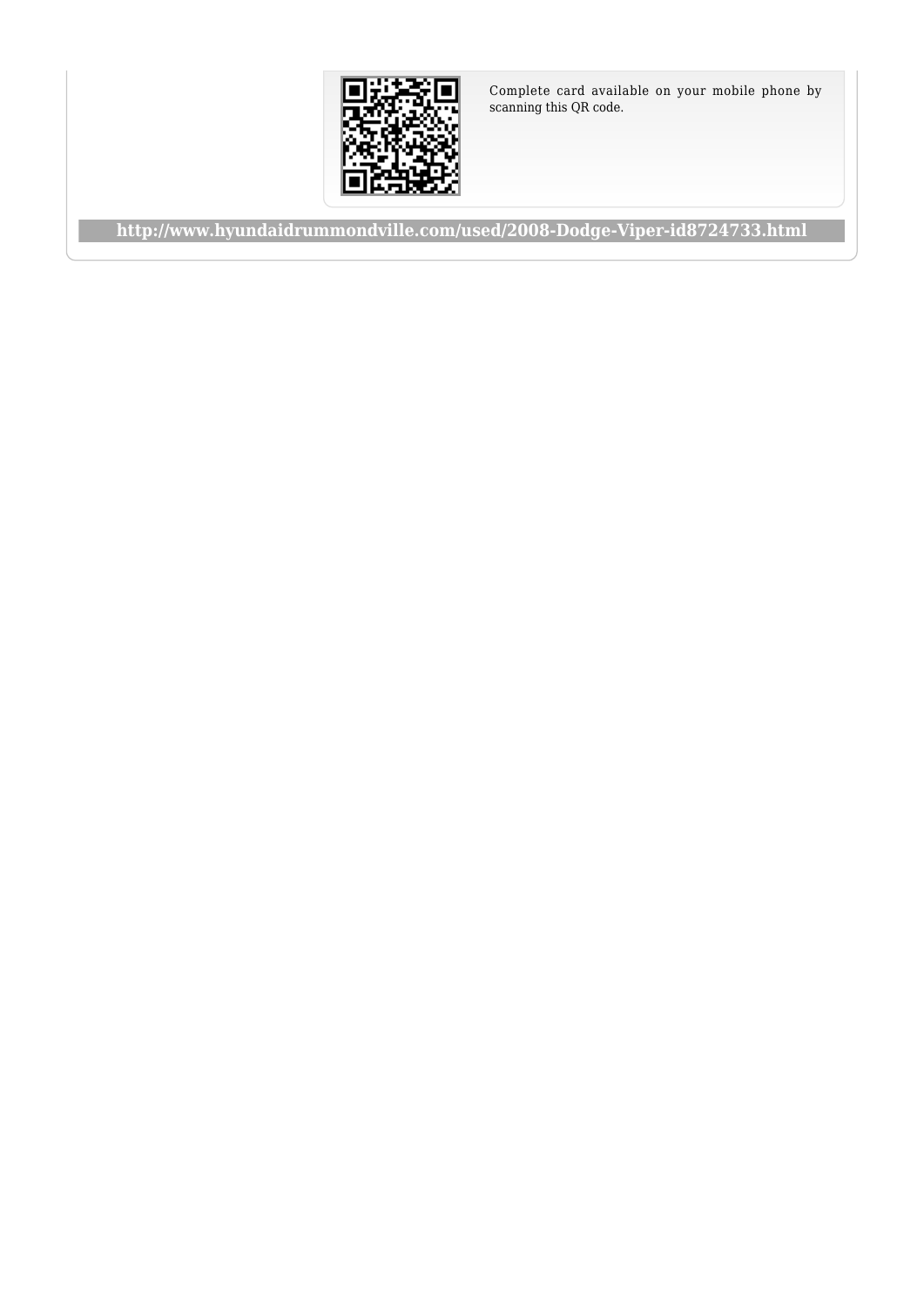Complete card available on your mobile phone by scanning this QR code.

**http://www.hyundaidrummondville.com/used/2008-Dodge-Viper-id8724733.html**